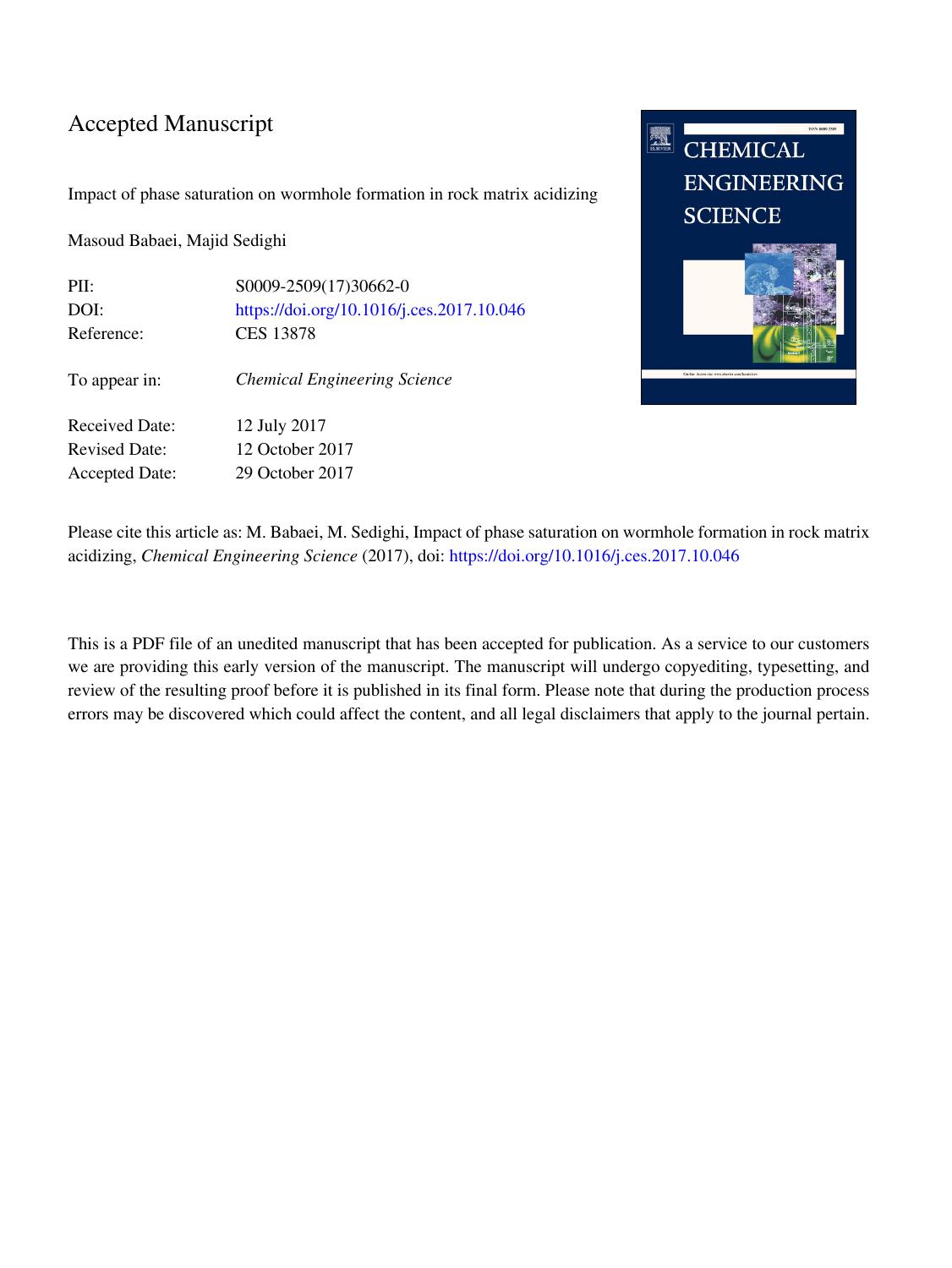# Accepted Manuscript

Impact of phase saturation on wormhole formation in rock matrix acidizing

Masoud Babaei, Majid Sedighi

| | |
|---|---|
| PII: | S0009-2509(17)30662-0 |
| DOI: | https://doi.org/10.1016/j.ces.2017.10.046 |
| Reference: | CES 13878 |
| To appear in: | *Chemical Engineering Science* |
| Received Date: | 12 July 2017 |
| Revised Date: | 12 October 2017 |
| Accepted Date: | 29 October 2017 |

Please cite this article as: M. Babaei, M. Sedighi, Impact of phase saturation on wormhole formation in rock matrix acidizing, *Chemical Engineering Science* (2017), doi: https://doi.org/10.1016/j.ces.2017.10.046

This is a PDF file of an unedited manuscript that has been accepted for publication. As a service to our customers we are providing this early version of the manuscript. The manuscript will undergo copyediting, typesetting, and review of the resulting proof before it is published in its final form. Please note that during the production process errors may be discovered which could affect the content, and all legal disclaimers that apply to the journal pertain.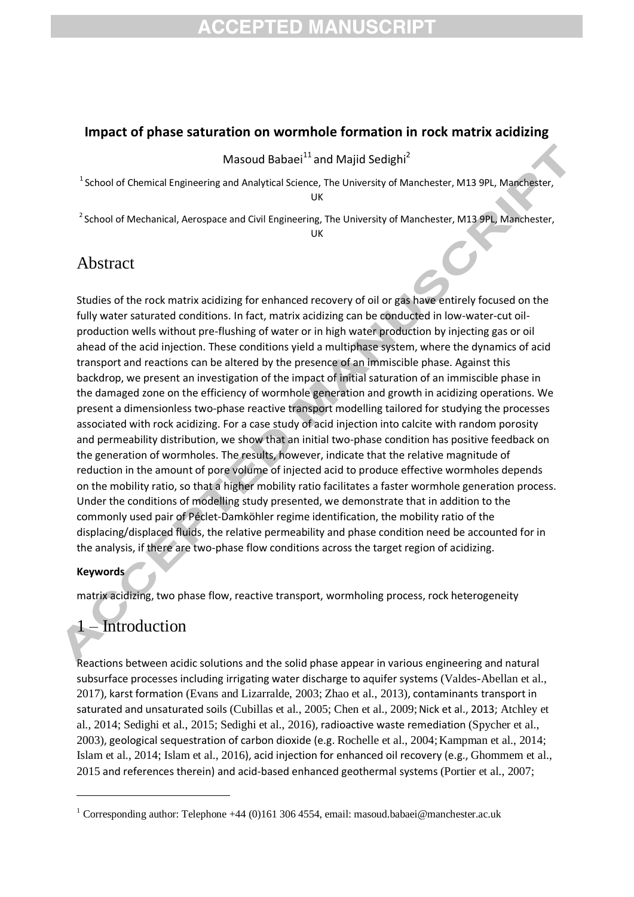# Impact of phase saturation on wormhole formation in rock matrix acidizing

Masoud Babaei[1,1] and Majid Sedighi[2]

[1] School of Chemical Engineering and Analytical Science, The University of Manchester, M13 9PL, Manchester, UK

[2] School of Mechanical, Aerospace and Civil Engineering, The University of Manchester, M13 9PL, Manchester, UK

## Abstract

Studies of the rock matrix acidizing for enhanced recovery of oil or gas have entirely focused on the fully water saturated conditions. In fact, matrix acidizing can be conducted in low-water-cut oil-production wells without pre-flushing of water or in high water production by injecting gas or oil ahead of the acid injection. These conditions yield a multiphase system, where the dynamics of acid transport and reactions can be altered by the presence of an immiscible phase. Against this backdrop, we present an investigation of the impact of initial saturation of an immiscible phase in the damaged zone on the efficiency of wormhole generation and growth in acidizing operations. We present a dimensionless two-phase reactive transport modelling tailored for studying the processes associated with rock acidizing. For a case study of acid injection into calcite with random porosity and permeability distribution, we show that an initial two-phase condition has positive feedback on the generation of wormholes. The results, however, indicate that the relative magnitude of reduction in the amount of pore volume of injected acid to produce effective wormholes depends on the mobility ratio, so that a higher mobility ratio facilitates a faster wormhole generation process. Under the conditions of modelling study presented, we demonstrate that in addition to the commonly used pair of Péclet-Damköhler regime identification, the mobility ratio of the displacing/displaced fluids, the relative permeability and phase condition need be accounted for in the analysis, if there are two-phase flow conditions across the target region of acidizing.

**Keywords**

matrix acidizing, two phase flow, reactive transport, wormholing process, rock heterogeneity

## 1 – Introduction

Reactions between acidic solutions and the solid phase appear in various engineering and natural subsurface processes including irrigating water discharge to aquifer systems (Valdes-Abellan et al., 2017), karst formation (Evans and Lizarralde, 2003; Zhao et al., 2013), contaminants transport in saturated and unsaturated soils (Cubillas et al., 2005; Chen et al., 2009; Nick et al., 2013; Atchley et al., 2014; Sedighi et al., 2015; Sedighi et al., 2016), radioactive waste remediation (Spycher et al., 2003), geological sequestration of carbon dioxide (e.g. Rochelle et al., 2004; Kampman et al., 2014; Islam et al., 2014; Islam et al., 2016), acid injection for enhanced oil recovery (e.g., Ghommem et al., 2015 and references therein) and acid-based enhanced geothermal systems (Portier et al., 2007;

[1] Corresponding author: Telephone +44 (0)161 306 4554, email: masoud.babaei@manchester.ac.uk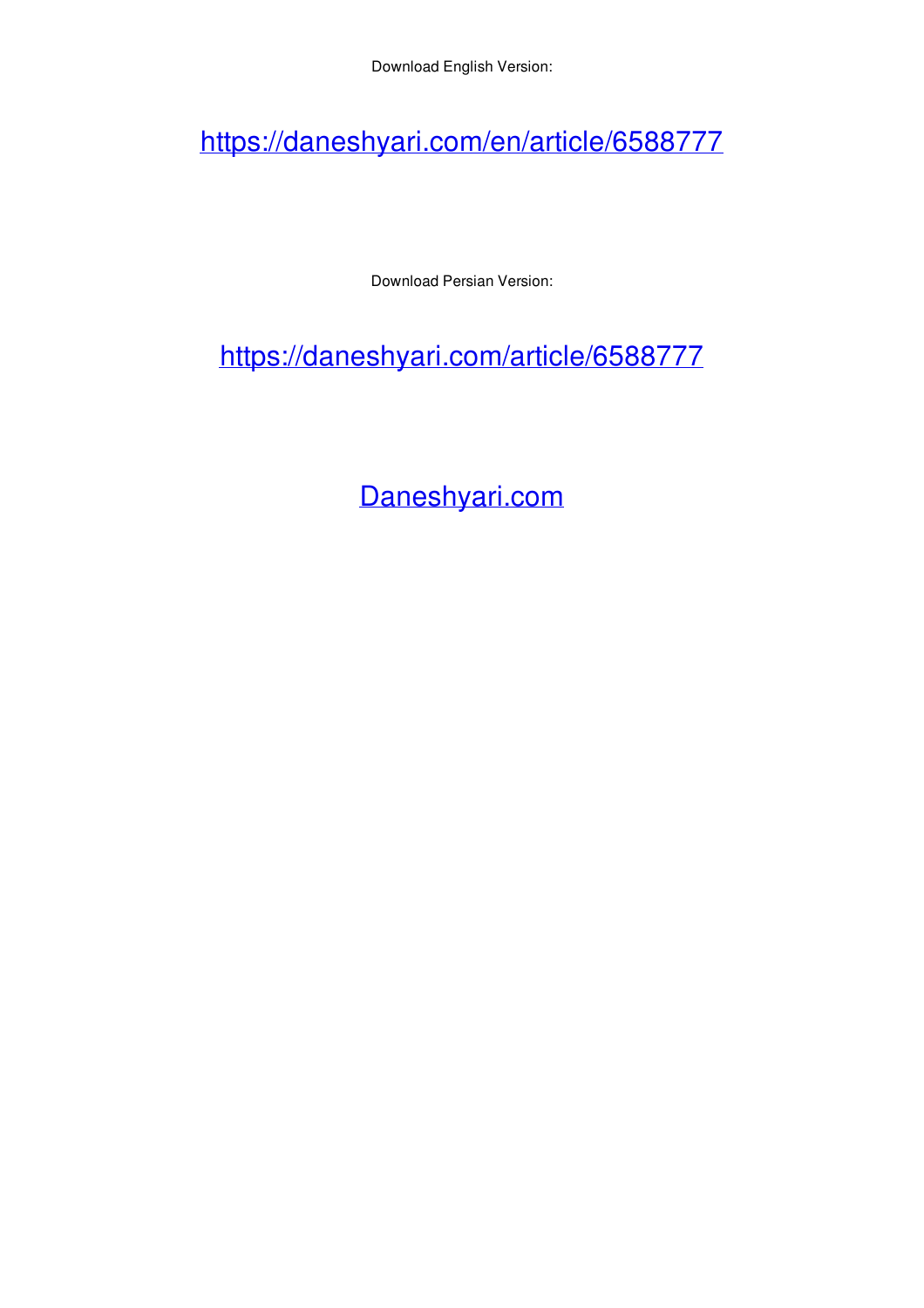Download English Version:

https://daneshyari.com/en/article/6588777

Download Persian Version:

https://daneshyari.com/article/6588777

Daneshyari.com